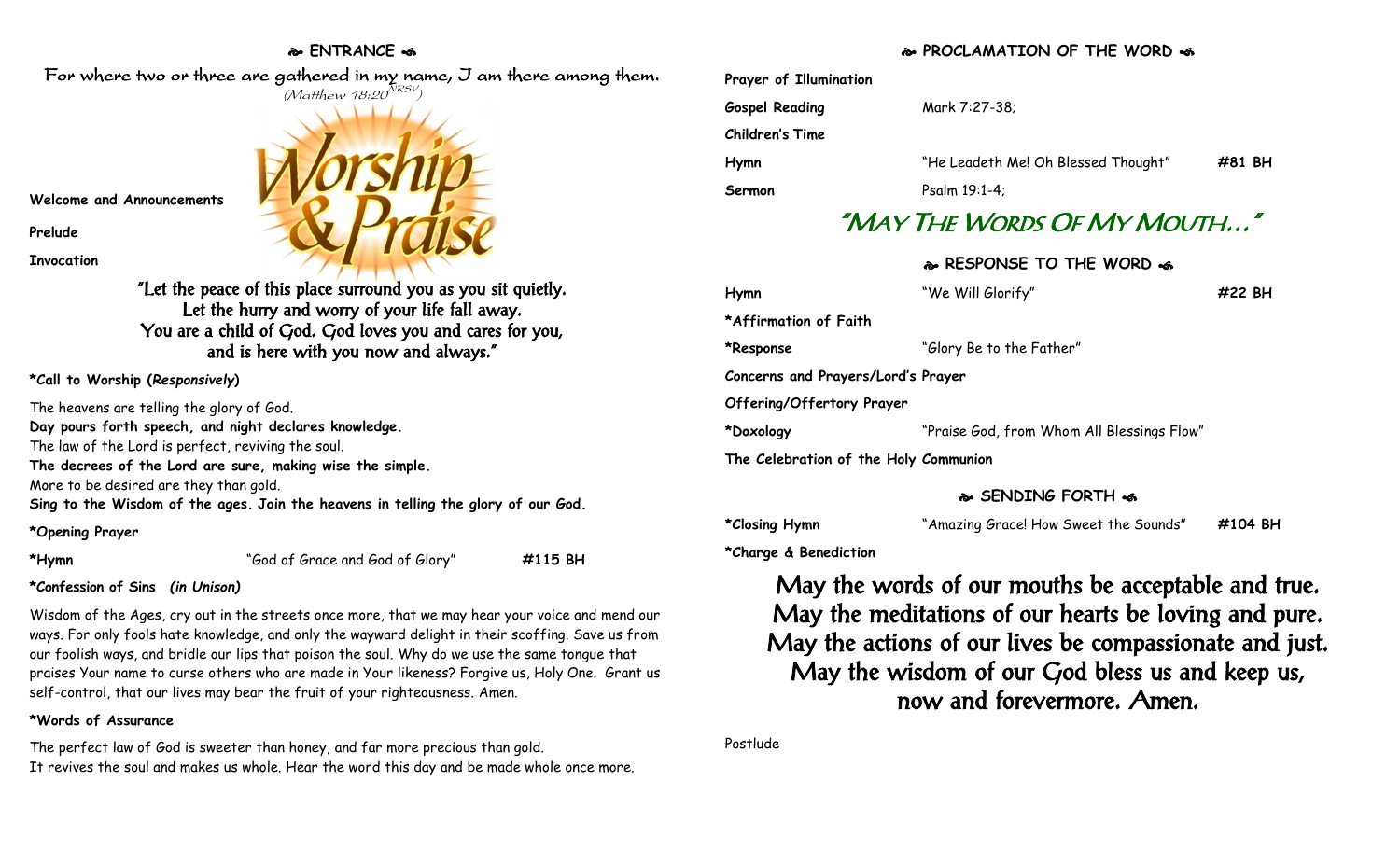## ❧ ENTRANCE ☙

For where two or three are gathered in my name, I am there among them.
*(Matthew 18:20 NRSV)*

**Welcome and Announcements**

**Prelude**

**Invocation**

"Let the peace of this place surround you as you sit quietly.
Let the hurry and worry of your life fall away.
You are a child of God. God loves you and cares for you,
and is here with you now and always."

**\*Call to Worship (*Responsively*)**

The heavens are telling the glory of God.
**Day pours forth speech, and night declares knowledge.**
The law of the Lord is perfect, reviving the soul.
**The decrees of the Lord are sure, making wise the simple.**
More to be desired are they than gold.
**Sing to the Wisdom of the ages. Join the heavens in telling the glory of our God.**

**\*Opening Prayer**

**\*Hymn** "God of Grace and God of Glory" **#115 BH**

**\*Confession of Sins** ***(in Unison)***

Wisdom of the Ages, cry out in the streets once more, that we may hear your voice and mend our ways. For only fools hate knowledge, and only the wayward delight in their scoffing. Save us from our foolish ways, and bridle our lips that poison the soul. Why do we use the same tongue that praises Your name to curse others who are made in Your likeness? Forgive us, Holy One. Grant us self-control, that our lives may bear the fruit of your righteousness. Amen.

**\*Words of Assurance**

The perfect law of God is sweeter than honey, and far more precious than gold.
It revives the soul and makes us whole. Hear the word this day and be made whole once more.

## ❧ PROCLAMATION OF THE WORD ☙

**Prayer of Illumination**

**Gospel Reading** Mark 7:27-38;

**Children's Time**

**Hymn** "He Leadeth Me! Oh Blessed Thought" **#81 BH**

**Sermon** Psalm 19:1-4;

# "May The Words Of My Mouth…"

## ❧ RESPONSE TO THE WORD ☙

**Hymn** "We Will Glorify" **#22 BH**

**\*Affirmation of Faith**

**\*Response** "Glory Be to the Father"

**Concerns and Prayers/Lord's Prayer**

**Offering/Offertory Prayer**

**\*Doxology** "Praise God, from Whom All Blessings Flow"

**The Celebration of the Holy Communion**

## ❧ SENDING FORTH ☙

**\*Closing Hymn** "Amazing Grace! How Sweet the Sounds" **#104 BH**

**\*Charge & Benediction**

May the words of our mouths be acceptable and true.
May the meditations of our hearts be loving and pure.
May the actions of our lives be compassionate and just.
May the wisdom of our God bless us and keep us,
now and forevermore. Amen.

Postlude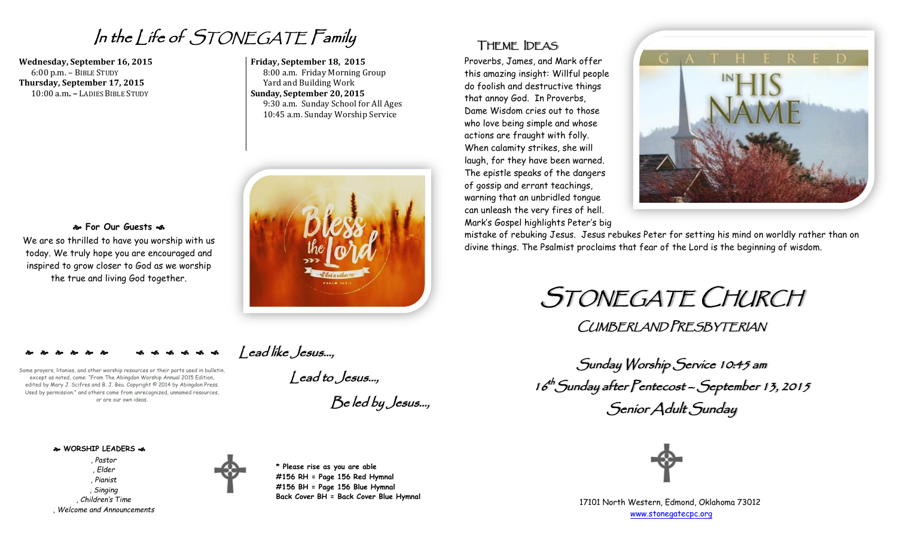# In the Life of STONEGATE Family

**Wednesday, September 16, 2015**
6:00 p.m. – BIBLE STUDY
**Thursday, September 17, 2015**
10:00 a.m. – LADIES BIBLE STUDY

**Friday, September 18, 2015**
8:00 a.m. Friday Morning Group
Yard and Building Work
**Sunday, September 20, 2015**
9:30 a.m. Sunday School for All Ages
10:45 a.m. Sunday Worship Service

**For Our Guests**

We are so thrilled to have you worship with us today. We truly hope you are encouraged and inspired to grow closer to God as we worship the true and living God together.

Some prayers, litanies, and other worship resources or their parts used in bulletin, except as noted, come: "From The Abingdon Worship Annual 2015 Edition, edited by Mary J. Scifres and B. J. Beu. Copyright © 2014 by Abingdon Press. Used by permission." and others come from unrecognized, unnamed resources, or are our own ideas.

*Lead like Jesus...,*

*Lead to Jesus...,*

*Be led by Jesus...,*

**WORSHIP LEADERS**

*, Pastor*
*, Elder*
*, Pianist*
*, Singing*
*, Children's Time*
*, Welcome and Announcements*

**\* Please rise as you are able**
**#156 RH = Page 156 Red Hymnal**
**#156 BH = Page 156 Blue Hymnal**
**Back Cover BH = Back Cover Blue Hymnal**

## THEME IDEAS

Proverbs, James, and Mark offer this amazing insight: Willful people do foolish and destructive things that annoy God. In Proverbs, Dame Wisdom cries out to those who love being simple and whose actions are fraught with folly. When calamity strikes, she will laugh, for they have been warned. The epistle speaks of the dangers of gossip and errant teachings, warning that an unbridled tongue can unleash the very fires of hell. Mark's Gospel highlights Peter's big mistake of rebuking Jesus. Jesus rebukes Peter for setting his mind on worldly rather than on divine things. The Psalmist proclaims that fear of the Lord is the beginning of wisdom.

# STONEGATE CHURCH

## CUMBERLAND PRESBYTERIAN

*Sunday Worship Service 10:45 am*

*16th Sunday after Pentecost – September 13, 2015*

*Senior Adult Sunday*

17101 North Western, Edmond, Oklahoma 73012
www.stonegatecpc.org